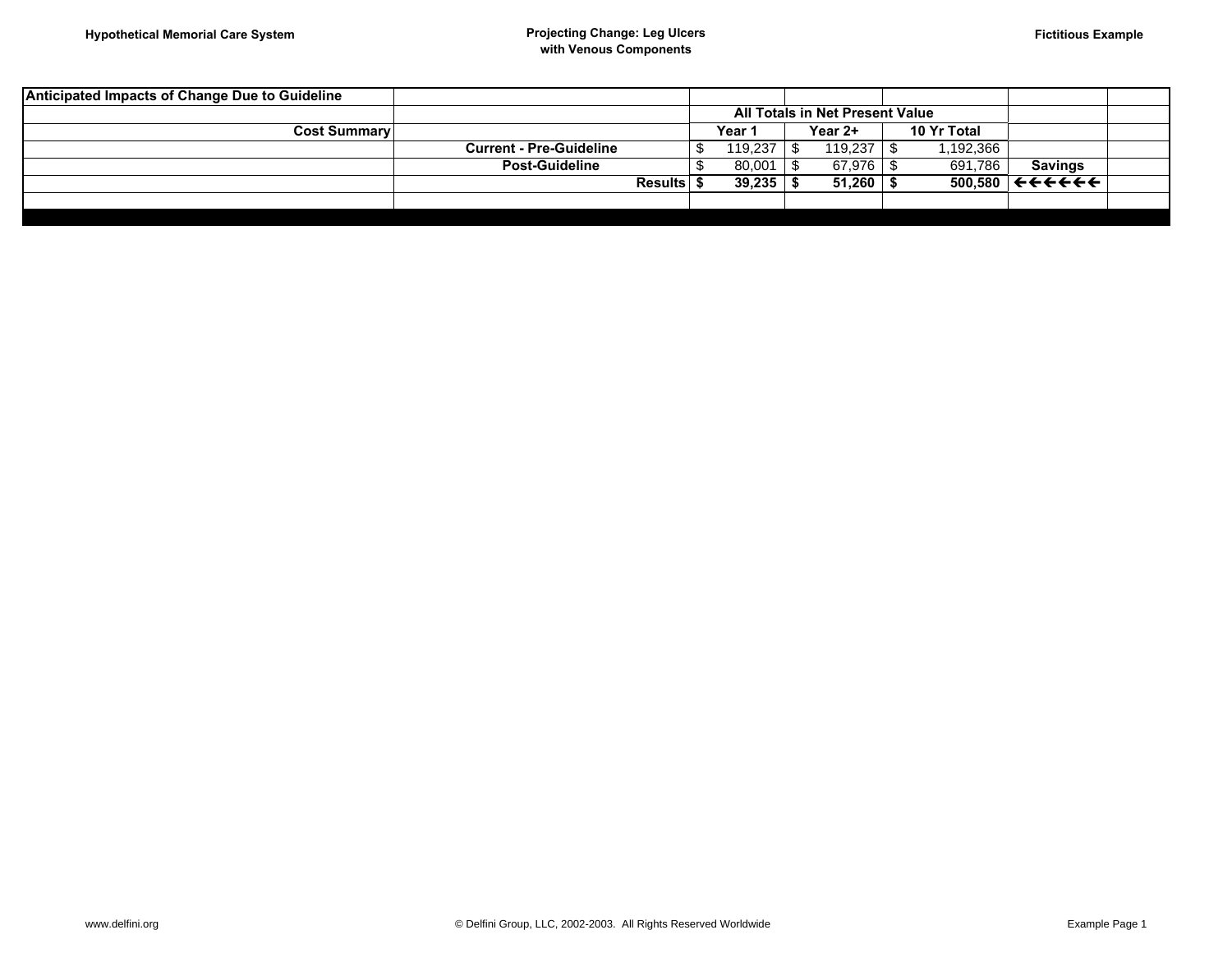Hypothetical Memorial Care System

# Projecting Change: Leg Ulcers with Venous Components

Fictitious Example

| Anticipated Impacts of Change Due to Guideline | | | | | |
|---|---|---|---|---|---|
| | | All Totals in Net Present Value | | | |
| **Cost Summary** | | **Year 1** | **Year 2+** | **10 Yr Total** | |
| | **Current - Pre-Guideline** | $ 119,237 | $ 119,237 | $ 1,192,366 | |
| | **Post-Guideline** | $ 80,001 | $ 67,976 | $ 691,786 | **Savings** |
| | **Results** | **$ 39,235** | **$ 51,260** | **$ 500,580** | ←←←←←← |

www.delfini.org

© Delfini Group, LLC, 2002-2003. All Rights Reserved Worldwide

Example Page 1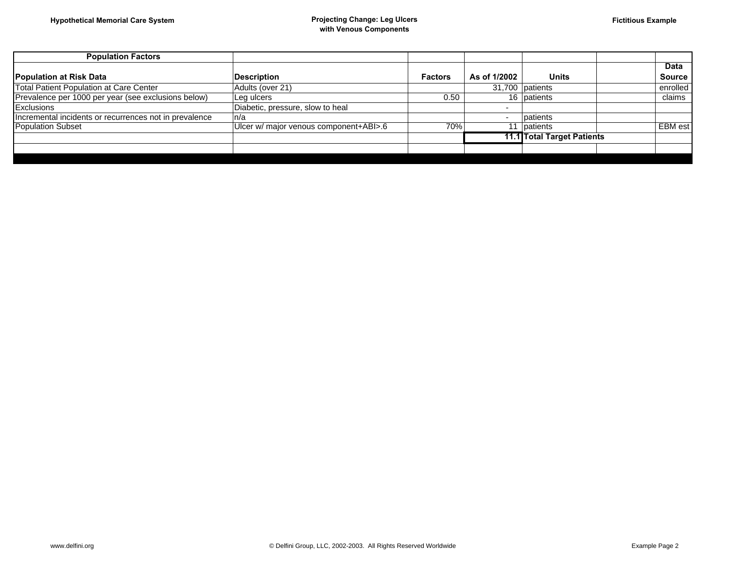| Population Factors | | | | | | |
|---|---|---|---|---|---|---|
| **Population at Risk Data** | **Description** | **Factors** | **As of 1/2002** | **Units** | | **Data Source** |
| Total Patient Population at Care Center | Adults (over 21) | | 31,700 | patients | | enrolled |
| Prevalence per 1000 per year (see exclusions below) | Leg ulcers | 0.50 | 16 | patients | | claims |
| Exclusions | Diabetic, pressure, slow to heal | | - | | | |
| Incremental incidents or recurrences not in prevalence | n/a | | - | patients | | |
| Population Subset | Ulcer w/ major venous component+ABI>.6 | 70% | 11 | patients | | EBM est |
| | | | **11.1** | **Total Target Patients** | | |
| | | | | | | |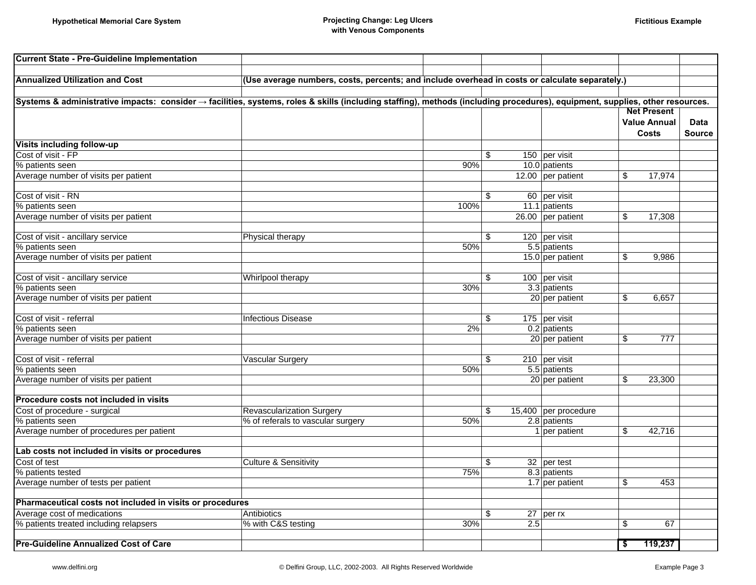| Current State - Pre-Guideline Implementation | | | | | | |
|---|---|---|---|---|---|---|
| | | | | | | |
| **Annualized Utilization and Cost** | **(Use average numbers, costs, percents; and include overhead in costs or calculate separately.)** | | | | | |
| | | | | | | |
| **Systems & administrative impacts: consider → facilities, systems, roles & skills (including staffing), methods (including procedures), equipment, supplies, other resources.** | | | | | | |
| | | | | | **Net Present Value Annual Costs** | **Data Source** |
| **Visits including follow-up** | | | | | | |
| Cost of visit - FP | | | $ 150 | per visit | | |
| % patients seen | | 90% | 10.0 | patients | | |
| Average number of visits per patient | | | 12.00 | per patient | $ 17,974 | |
| | | | | | | |
| Cost of visit - RN | | | $ 60 | per visit | | |
| % patients seen | | 100% | 11.1 | patients | | |
| Average number of visits per patient | | | 26.00 | per patient | $ 17,308 | |
| | | | | | | |
| Cost of visit - ancillary service | Physical therapy | | $ 120 | per visit | | |
| % patients seen | | 50% | 5.5 | patients | | |
| Average number of visits per patient | | | 15.0 | per patient | $ 9,986 | |
| | | | | | | |
| Cost of visit - ancillary service | Whirlpool therapy | | $ 100 | per visit | | |
| % patients seen | | 30% | 3.3 | patients | | |
| Average number of visits per patient | | | 20 | per patient | $ 6,657 | |
| | | | | | | |
| Cost of visit - referral | Infectious Disease | | $ 175 | per visit | | |
| % patients seen | | 2% | 0.2 | patients | | |
| Average number of visits per patient | | | 20 | per patient | $ 777 | |
| | | | | | | |
| Cost of visit - referral | Vascular Surgery | | $ 210 | per visit | | |
| % patients seen | | 50% | 5.5 | patients | | |
| Average number of visits per patient | | | 20 | per patient | $ 23,300 | |
| | | | | | | |
| **Procedure costs not included in visits** | | | | | | |
| Cost of procedure - surgical | Revascularization Surgery | | $ 15,400 | per procedure | | |
| % patients seen | % of referals to vascular surgery | 50% | 2.8 | patients | | |
| Average number of procedures per patient | | | 1 | per patient | $ 42,716 | |
| | | | | | | |
| **Lab costs not included in visits or procedures** | | | | | | |
| Cost of test | Culture & Sensitivity | | $ 32 | per test | | |
| % patients tested | | 75% | 8.3 | patients | | |
| Average number of tests per patient | | | 1.7 | per patient | $ 453 | |
| | | | | | | |
| **Pharmaceutical costs not included in visits or procedures** | | | | | | |
| Average cost of medications | Antibiotics | | $ 27 | per rx | | |
| % patients treated including relapsers | % with C&S testing | 30% | 2.5 | | $ 67 | |
| | | | | | | |
| **Pre-Guideline Annualized Cost of Care** | | | | | **$ 119,237** | |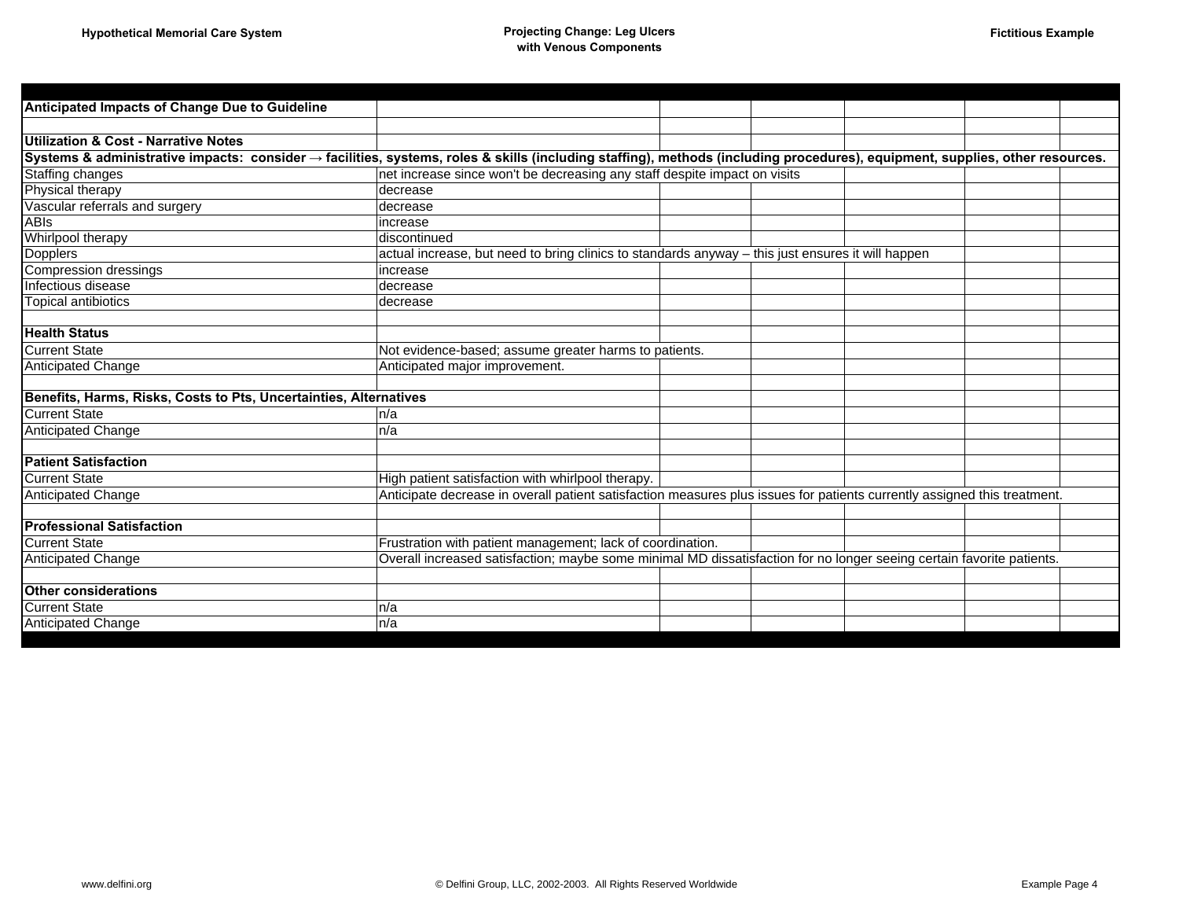| Anticipated Impacts of Change Due to Guideline | |
|---|---|
| | |
| **Utilization & Cost - Narrative Notes** | |
| **Systems & administrative impacts: consider → facilities, systems, roles & skills (including staffing), methods (including procedures), equipment, supplies, other resources.** | |
| Staffing changes | net increase since won't be decreasing any staff despite impact on visits |
| Physical therapy | decrease |
| Vascular referrals and surgery | decrease |
| ABIs | increase |
| Whirlpool therapy | discontinued |
| Dopplers | actual increase, but need to bring clinics to standards anyway – this just ensures it will happen |
| Compression dressings | increase |
| Infectious disease | decrease |
| Topical antibiotics | decrease |
| | |
| **Health Status** | |
| Current State | Not evidence-based; assume greater harms to patients. |
| Anticipated Change | Anticipated major improvement. |
| | |
| **Benefits, Harms, Risks, Costs to Pts, Uncertainties, Alternatives** | |
| Current State | n/a |
| Anticipated Change | n/a |
| | |
| **Patient Satisfaction** | |
| Current State | High patient satisfaction with whirlpool therapy. |
| Anticipated Change | Anticipate decrease in overall patient satisfaction measures plus issues for patients currently assigned this treatment. |
| | |
| **Professional Satisfaction** | |
| Current State | Frustration with patient management; lack of coordination. |
| Anticipated Change | Overall increased satisfaction; maybe some minimal MD dissatisfaction for no longer seeing certain favorite patients. |
| | |
| **Other considerations** | |
| Current State | n/a |
| Anticipated Change | n/a |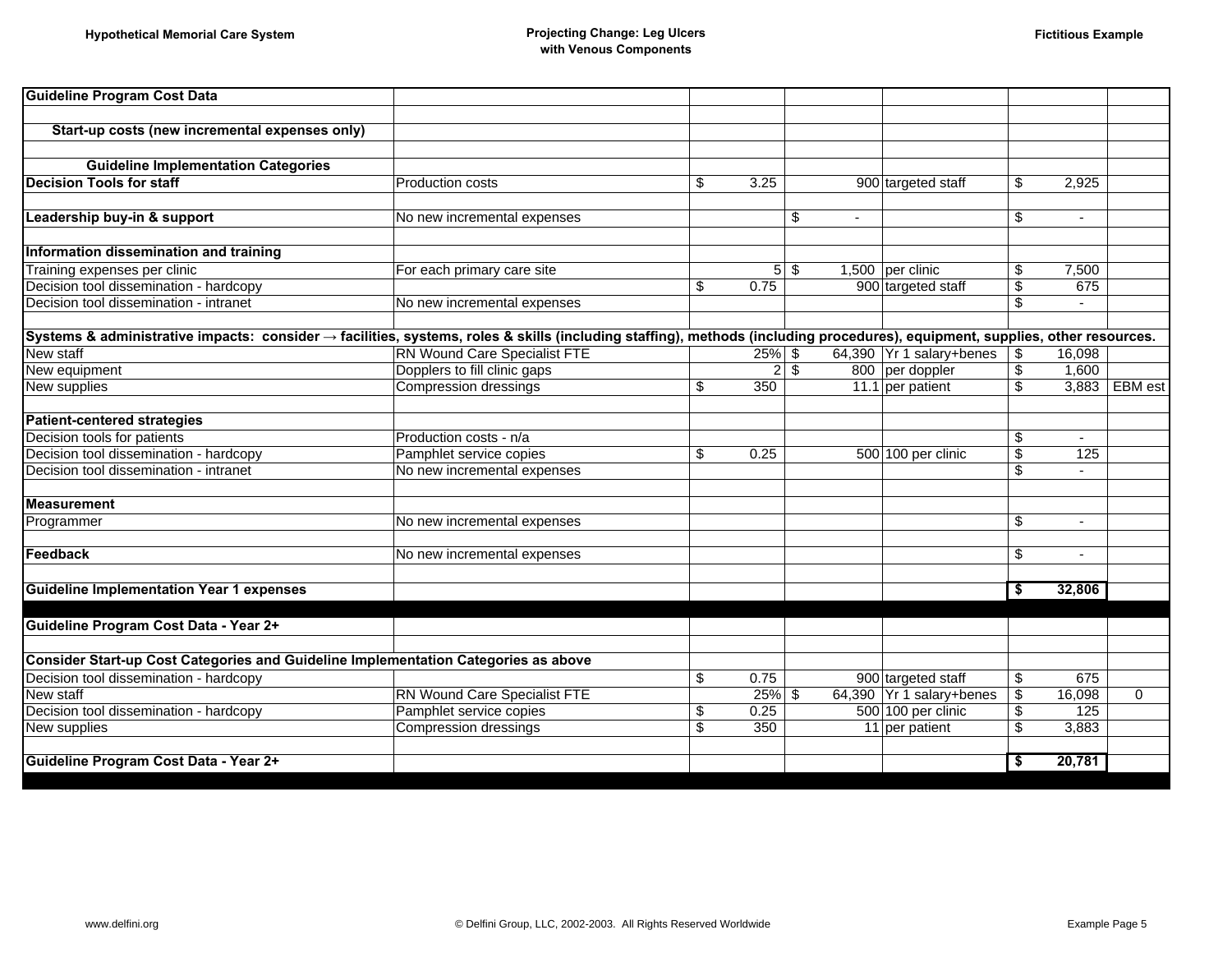| Guideline Program Cost Data | | | | | | |
|---|---|---|---|---|---|---|
| | | | | | | |
| **Start-up costs (new incremental expenses only)** | | | | | | |
| | | | | | | |
| **Guideline Implementation Categories** | | | | | | |
| **Decision Tools for staff** | Production costs | $ 3.25 | 900 | targeted staff | $ 2,925 | |
| | | | | | | |
| **Leadership buy-in & support** | No new incremental expenses | | $ - | | $ - | |
| | | | | | | |
| **Information dissemination and training** | | | | | | |
| Training expenses per clinic | For each primary care site | 5 | $ 1,500 | per clinic | $ 7,500 | |
| Decision tool dissemination - hardcopy | | $ 0.75 | 900 | targeted staff | $ 675 | |
| Decision tool dissemination - intranet | No new incremental expenses | | | | $ - | |
| | | | | | | |
| **Systems & administrative impacts: consider → facilities, systems, roles & skills (including staffing), methods (including procedures), equipment, supplies, other resources.** | | | | | | |
| New staff | RN Wound Care Specialist FTE | 25% | $ 64,390 | Yr 1 salary+benes | $ 16,098 | |
| New equipment | Dopplers to fill clinic gaps | 2 | $ 800 | per doppler | $ 1,600 | |
| New supplies | Compression dressings | $ 350 | 11.1 | per patient | $ 3,883 | EBM est |
| | | | | | | |
| **Patient-centered strategies** | | | | | | |
| Decision tools for patients | Production costs - n/a | | | | $ - | |
| Decision tool dissemination - hardcopy | Pamphlet service copies | $ 0.25 | 500 | 100 per clinic | $ 125 | |
| Decision tool dissemination - intranet | No new incremental expenses | | | | $ - | |
| | | | | | | |
| **Measurement** | | | | | | |
| Programmer | No new incremental expenses | | | | $ - | |
| | | | | | | |
| **Feedback** | No new incremental expenses | | | | $ - | |
| | | | | | | |
| **Guideline Implementation Year 1 expenses** | | | | | **$ 32,806** | |
| | | | | | | |
| **Guideline Program Cost Data - Year 2+** | | | | | | |
| | | | | | | |
| **Consider Start-up Cost Categories and Guideline Implementation Categories as above** | | | | | | |
| Decision tool dissemination - hardcopy | | $ 0.75 | 900 | targeted staff | $ 675 | |
| New staff | RN Wound Care Specialist FTE | 25% | $ 64,390 | Yr 1 salary+benes | $ 16,098 | 0 |
| Decision tool dissemination - hardcopy | Pamphlet service copies | $ 0.25 | 500 | 100 per clinic | $ 125 | |
| New supplies | Compression dressings | $ 350 | 11 | per patient | $ 3,883 | |
| | | | | | | |
| **Guideline Program Cost Data - Year 2+** | | | | | **$ 20,781** | |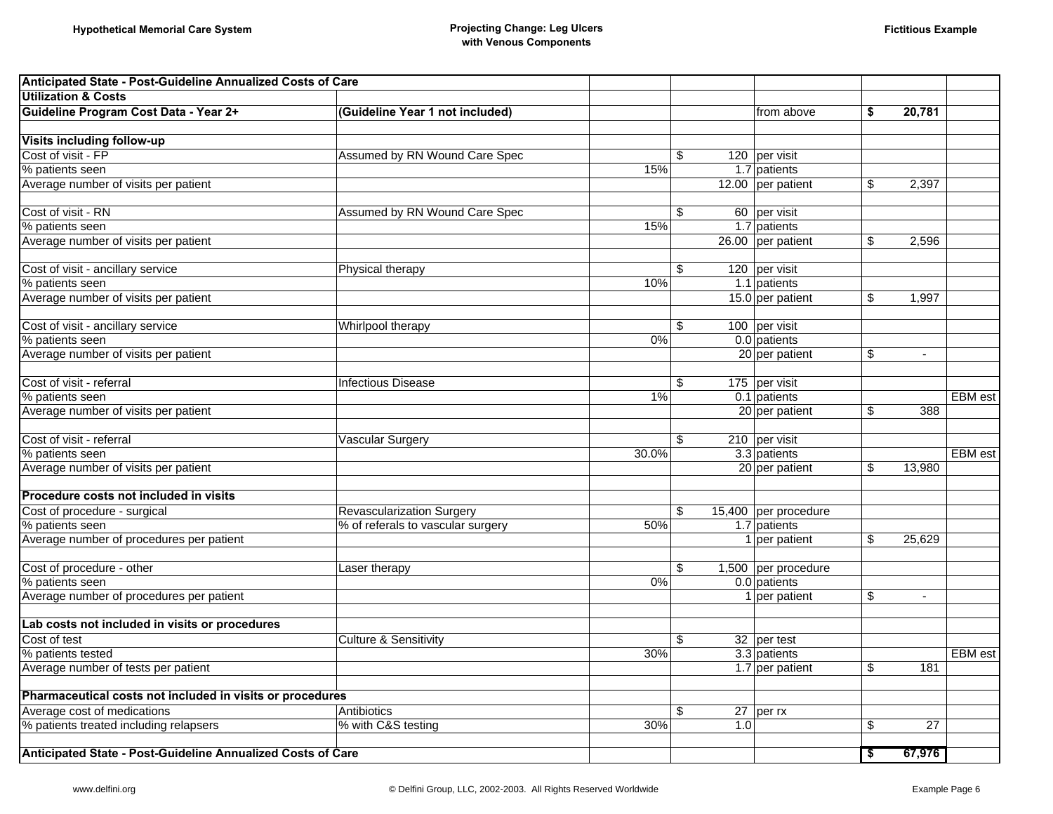| | | | | | | |
|---|---|---|---|---|---|---|
| **Anticipated State - Post-Guideline Annualized Costs of Care** | | | | | | |
| **Utilization & Costs** | | | | | | |
| **Guideline Program Cost Data - Year 2+** | **(Guideline Year 1 not included)** | | | from above | **$ 20,781** | |
| | | | | | | |
| **Visits including follow-up** | | | | | | |
| Cost of visit - FP | Assumed by RN Wound Care Spec | | $ 120 | per visit | | |
| % patients seen | | 15% | 1.7 | patients | | |
| Average number of visits per patient | | | 12.00 | per patient | $ 2,397 | |
| | | | | | | |
| Cost of visit - RN | Assumed by RN Wound Care Spec | | $ 60 | per visit | | |
| % patients seen | | 15% | 1.7 | patients | | |
| Average number of visits per patient | | | 26.00 | per patient | $ 2,596 | |
| | | | | | | |
| Cost of visit - ancillary service | Physical therapy | | $ 120 | per visit | | |
| % patients seen | | 10% | 1.1 | patients | | |
| Average number of visits per patient | | | 15.0 | per patient | $ 1,997 | |
| | | | | | | |
| Cost of visit - ancillary service | Whirlpool therapy | | $ 100 | per visit | | |
| % patients seen | | 0% | 0.0 | patients | | |
| Average number of visits per patient | | | 20 | per patient | $ - | |
| | | | | | | |
| Cost of visit - referral | Infectious Disease | | $ 175 | per visit | | |
| % patients seen | | 1% | 0.1 | patients | | EBM est |
| Average number of visits per patient | | | 20 | per patient | $ 388 | |
| | | | | | | |
| Cost of visit - referral | Vascular Surgery | | $ 210 | per visit | | |
| % patients seen | | 30.0% | 3.3 | patients | | EBM est |
| Average number of visits per patient | | | 20 | per patient | $ 13,980 | |
| | | | | | | |
| **Procedure costs not included in visits** | | | | | | |
| Cost of procedure - surgical | Revascularization Surgery | | $ 15,400 | per procedure | | |
| % patients seen | % of referals to vascular surgery | 50% | 1.7 | patients | | |
| Average number of procedures per patient | | | 1 | per patient | $ 25,629 | |
| | | | | | | |
| Cost of procedure - other | Laser therapy | | $ 1,500 | per procedure | | |
| % patients seen | | 0% | 0.0 | patients | | |
| Average number of procedures per patient | | | 1 | per patient | $ - | |
| | | | | | | |
| **Lab costs not included in visits or procedures** | | | | | | |
| Cost of test | Culture & Sensitivity | | $ 32 | per test | | |
| % patients tested | | 30% | 3.3 | patients | | EBM est |
| Average number of tests per patient | | | 1.7 | per patient | $ 181 | |
| | | | | | | |
| **Pharmaceutical costs not included in visits or procedures** | | | | | | |
| Average cost of medications | Antibiotics | | $ 27 | per rx | | |
| % patients treated including relapsers | % with C&S testing | 30% | 1.0 | | $ 27 | |
| | | | | | | |
| **Anticipated State - Post-Guideline Annualized Costs of Care** | | | | | **$ 67,976** | |